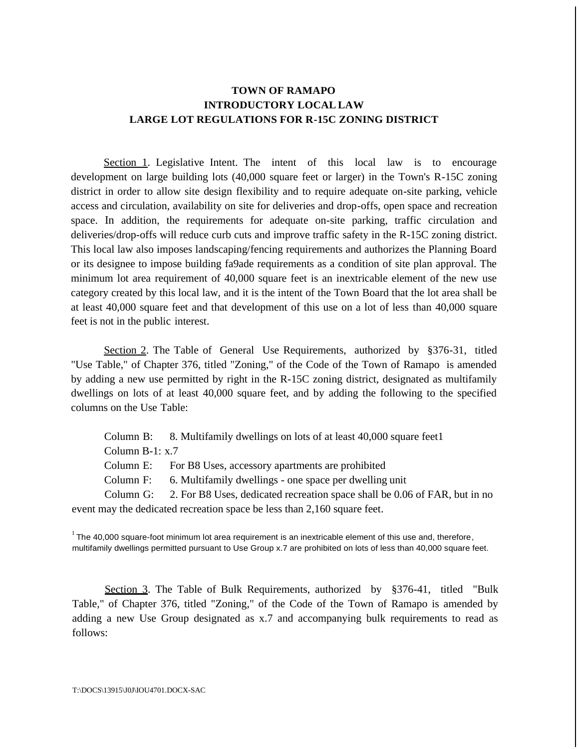# TOWN OF RAMAPO
## INTRODUCTORY LOCAL LAW
## LARGE LOT REGULATIONS FOR R-15C ZONING DISTRICT

Section 1. Legislative Intent. The intent of this local law is to encourage development on large building lots (40,000 square feet or larger) in the Town's R-15C zoning district in order to allow site design flexibility and to require adequate on-site parking, vehicle access and circulation, availability on site for deliveries and drop-offs, open space and recreation space. In addition, the requirements for adequate on-site parking, traffic circulation and deliveries/drop-offs will reduce curb cuts and improve traffic safety in the R-15C zoning district. This local law also imposes landscaping/fencing requirements and authorizes the Planning Board or its designee to impose building fa9ade requirements as a condition of site plan approval. The minimum lot area requirement of 40,000 square feet is an inextricable element of the new use category created by this local law, and it is the intent of the Town Board that the lot area shall be at least 40,000 square feet and that development of this use on a lot of less than 40,000 square feet is not in the public interest.

Section 2. The Table of General Use Requirements, authorized by §376-31, titled "Use Table," of Chapter 376, titled "Zoning," of the Code of the Town of Ramapo is amended by adding a new use permitted by right in the R-15C zoning district, designated as multifamily dwellings on lots of at least 40,000 square feet, and by adding the following to the specified columns on the Use Table:

Column B: 8. Multifamily dwellings on lots of at least 40,000 square feet[1]

Column B-1: x.7

Column E: For B8 Uses, accessory apartments are prohibited

Column F: 6. Multifamily dwellings - one space per dwelling unit

Column G: 2. For B8 Uses, dedicated recreation space shall be 0.06 of FAR, but in no event may the dedicated recreation space be less than 2,160 square feet.

[1] The 40,000 square-foot minimum lot area requirement is an inextricable element of this use and, therefore, multifamily dwellings permitted pursuant to Use Group x.7 are prohibited on lots of less than 40,000 square feet.

Section 3. The Table of Bulk Requirements, authorized by §376-41, titled "Bulk Table," of Chapter 376, titled "Zoning," of the Code of the Town of Ramapo is amended by adding a new Use Group designated as x.7 and accompanying bulk requirements to read as follows: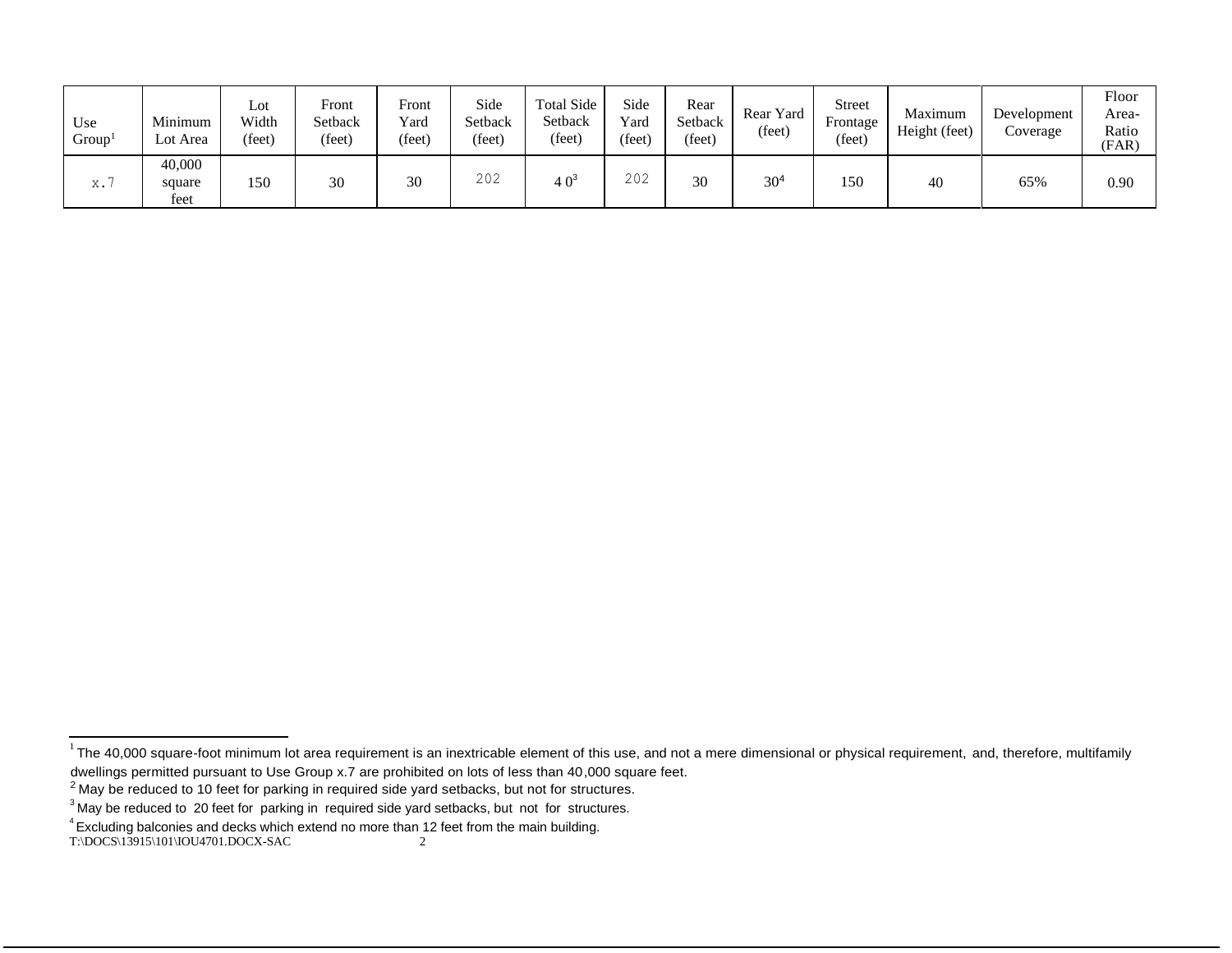| Use Group[1] | Minimum Lot Area | Lot Width (feet) | Front Setback (feet) | Front Yard (feet) | Side Setback (feet) | Total Side Setback (feet) | Side Yard (feet) | Rear Setback (feet) | Rear Yard (feet) | Street Frontage (feet) | Maximum Height (feet) | Development Coverage | Floor Area-Ratio (FAR) |
|---|---|---|---|---|---|---|---|---|---|---|---|---|---|
| x.7 | 40,000 square feet | 150 | 30 | 30 | 20[2] | 40[3] | 20[2] | 30 | 30[4] | 150 | 40 | 65% | 0.90 |

[1] The 40,000 square-foot minimum lot area requirement is an inextricable element of this use, and not a mere dimensional or physical requirement, and, therefore, multifamily dwellings permitted pursuant to Use Group x.7 are prohibited on lots of less than 40,000 square feet.

[2] May be reduced to 10 feet for parking in required side yard setbacks, but not for structures.

[3] May be reduced to 20 feet for parking in required side yard setbacks, but not for structures.

[4] Excluding balconies and decks which extend no more than 12 feet from the main building.

T:\DOCS\13915\101\IOU4701.DOCX-SAC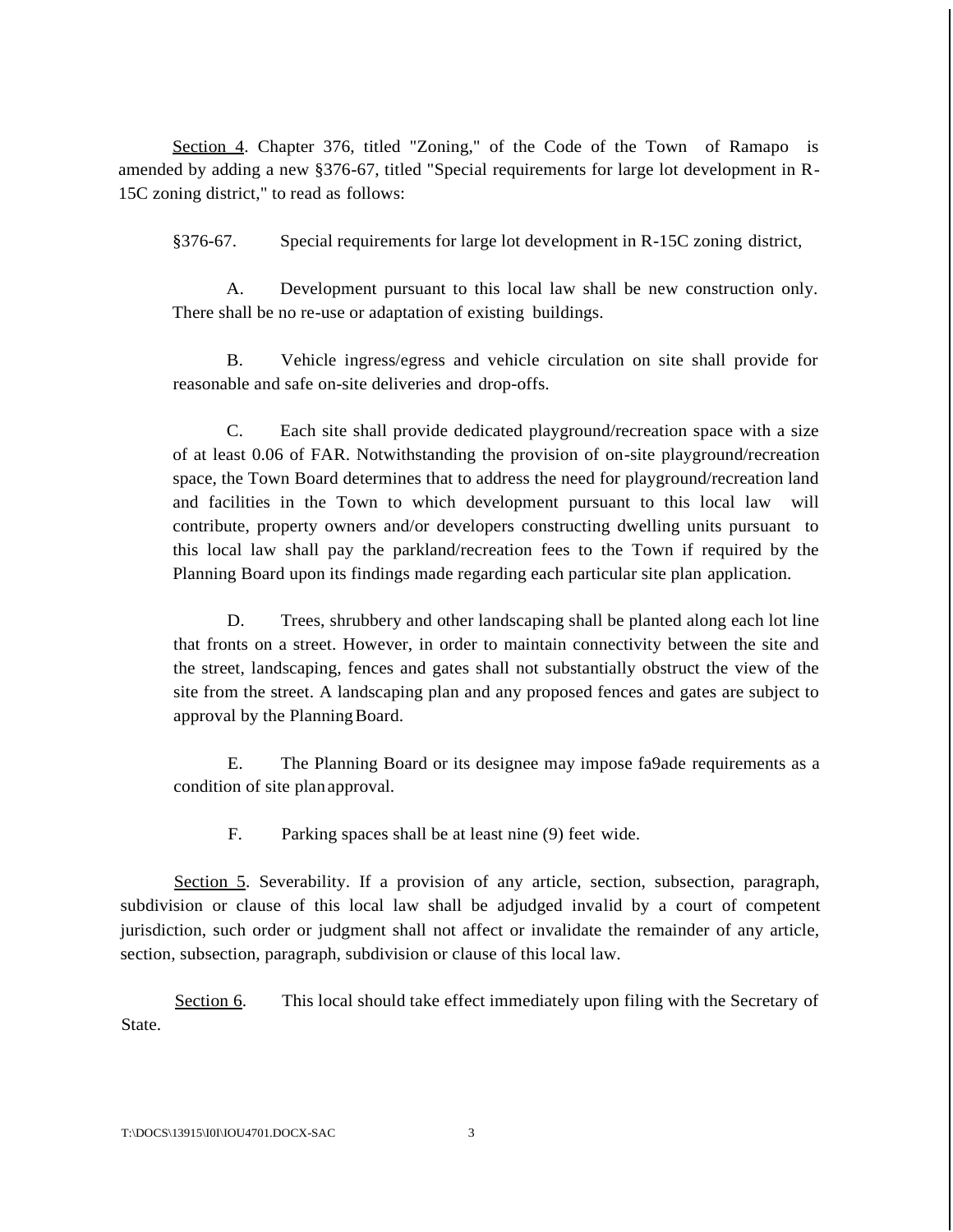<u>Section 4</u>. Chapter 376, titled "Zoning," of the Code of the Town of Ramapo is amended by adding a new §376-67, titled "Special requirements for large lot development in R-15C zoning district," to read as follows:

§376-67. Special requirements for large lot development in R-15C zoning district,

A. Development pursuant to this local law shall be new construction only. There shall be no re-use or adaptation of existing buildings.

B. Vehicle ingress/egress and vehicle circulation on site shall provide for reasonable and safe on-site deliveries and drop-offs.

C. Each site shall provide dedicated playground/recreation space with a size of at least 0.06 of FAR. Notwithstanding the provision of on-site playground/recreation space, the Town Board determines that to address the need for playground/recreation land and facilities in the Town to which development pursuant to this local law will contribute, property owners and/or developers constructing dwelling units pursuant to this local law shall pay the parkland/recreation fees to the Town if required by the Planning Board upon its findings made regarding each particular site plan application.

D. Trees, shrubbery and other landscaping shall be planted along each lot line that fronts on a street. However, in order to maintain connectivity between the site and the street, landscaping, fences and gates shall not substantially obstruct the view of the site from the street. A landscaping plan and any proposed fences and gates are subject to approval by the Planning Board.

E. The Planning Board or its designee may impose fa9ade requirements as a condition of site plan approval.

F. Parking spaces shall be at least nine (9) feet wide.

<u>Section 5</u>. Severability. If a provision of any article, section, subsection, paragraph, subdivision or clause of this local law shall be adjudged invalid by a court of competent jurisdiction, such order or judgment shall not affect or invalidate the remainder of any article, section, subsection, paragraph, subdivision or clause of this local law.

<u>Section 6</u>. This local should take effect immediately upon filing with the Secretary of State.

T:\DOCS\13915\I0I\IOU4701.DOCX-SAC